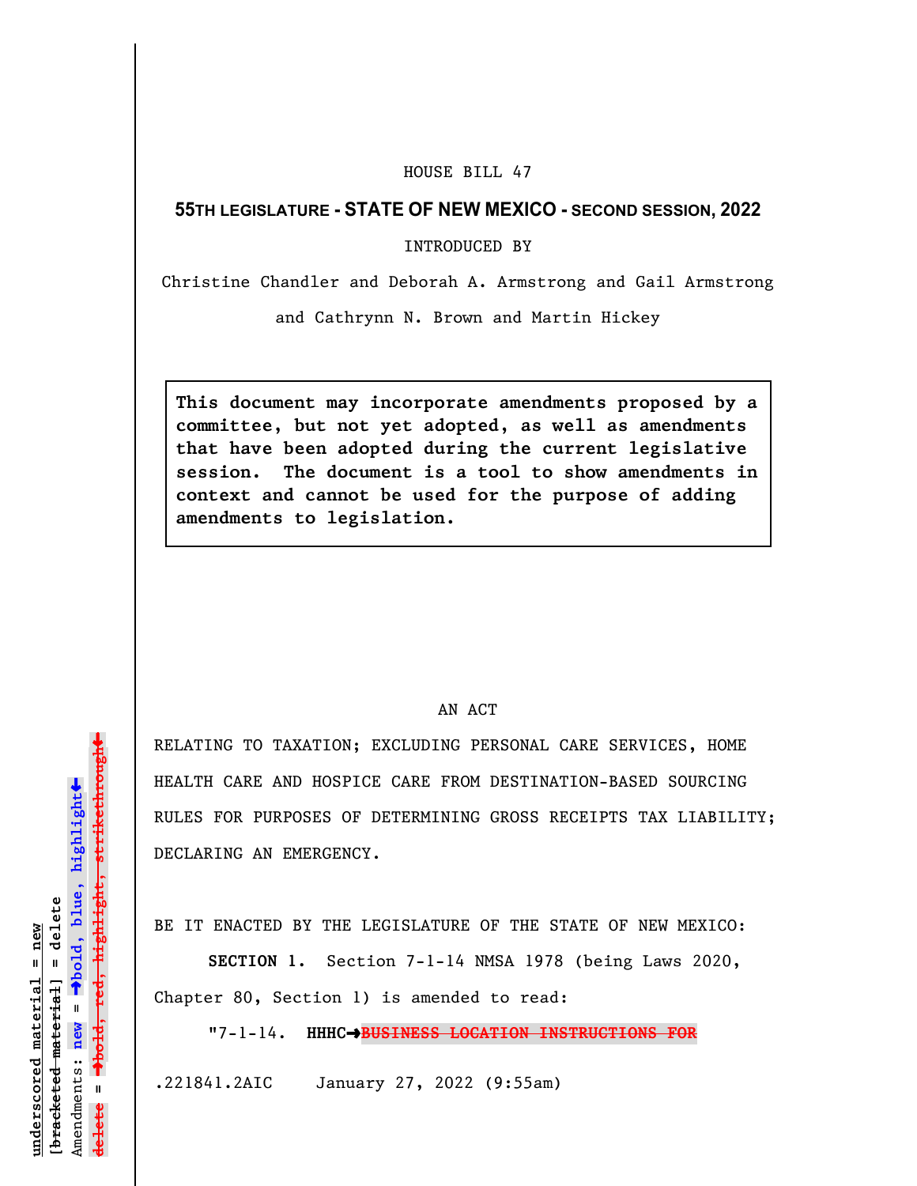HOUSE BILL 47

**55TH LEGISLATURE - STATE OF NEW MEXICO - SECOND SESSION, 2022**

INTRODUCED BY

Christine Chandler and Deborah A. Armstrong and Gail Armstrong and Cathrynn N. Brown and Martin Hickey

**This document may incorporate amendments proposed by a committee, but not yet adopted, as well as amendments that have been adopted during the current legislative session. The document is a tool to show amendments in context and cannot be used for the purpose of adding amendments to legislation.**

AN ACT

RELATING TO TAXATION; EXCLUDING PERSONAL CARE SERVICES, HOME HEALTH CARE AND HOSPICE CARE FROM DESTINATION-BASED SOURCING RULES FOR PURPOSES OF DETERMINING GROSS RECEIPTS TAX LIABILITY; DECLARING AN EMERGENCY.

BE IT ENACTED BY THE LEGISLATURE OF THE STATE OF NEW MEXICO:

**SECTION 1.** Section 7-1-14 NMSA 1978 (being Laws 2020, Chapter 80, Section 1) is amended to read:

"7-1-14. **HHHC→**~~**BUSINESS LOCATION INSTRUCTIONS FOR**~~

.221841.2AIC January 27, 2022 (9:55am)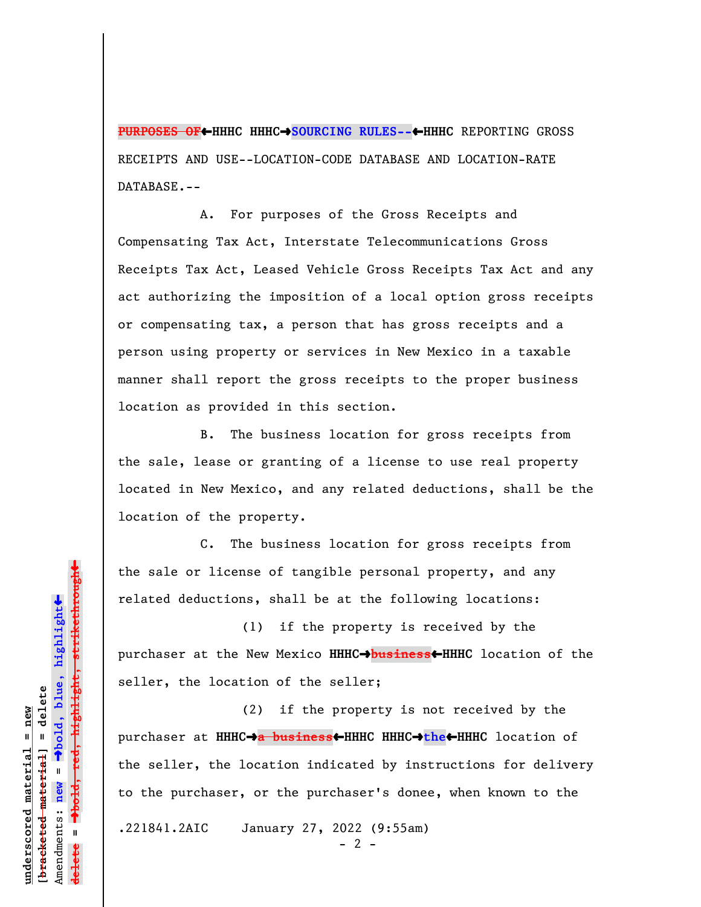~~PURPOSES OF~~←HHHC HHHC→**SOURCING RULES--**←HHHC REPORTING GROSS RECEIPTS AND USE--LOCATION-CODE DATABASE AND LOCATION-RATE DATABASE.--

A. For purposes of the Gross Receipts and Compensating Tax Act, Interstate Telecommunications Gross Receipts Tax Act, Leased Vehicle Gross Receipts Tax Act and any act authorizing the imposition of a local option gross receipts or compensating tax, a person that has gross receipts and a person using property or services in New Mexico in a taxable manner shall report the gross receipts to the proper business location as provided in this section.

B. The business location for gross receipts from the sale, lease or granting of a license to use real property located in New Mexico, and any related deductions, shall be the location of the property.

C. The business location for gross receipts from the sale or license of tangible personal property, and any related deductions, shall be at the following locations:

(1) if the property is received by the purchaser at the New Mexico HHHC→~~business~~←HHHC location of the seller, the location of the seller;

(2) if the property is not received by the purchaser at HHHC→~~a business~~←HHHC HHHC→**the**←HHHC location of the seller, the location indicated by instructions for delivery to the purchaser, or the purchaser's donee, when known to the

.221841.2AIC January 27, 2022 (9:55am)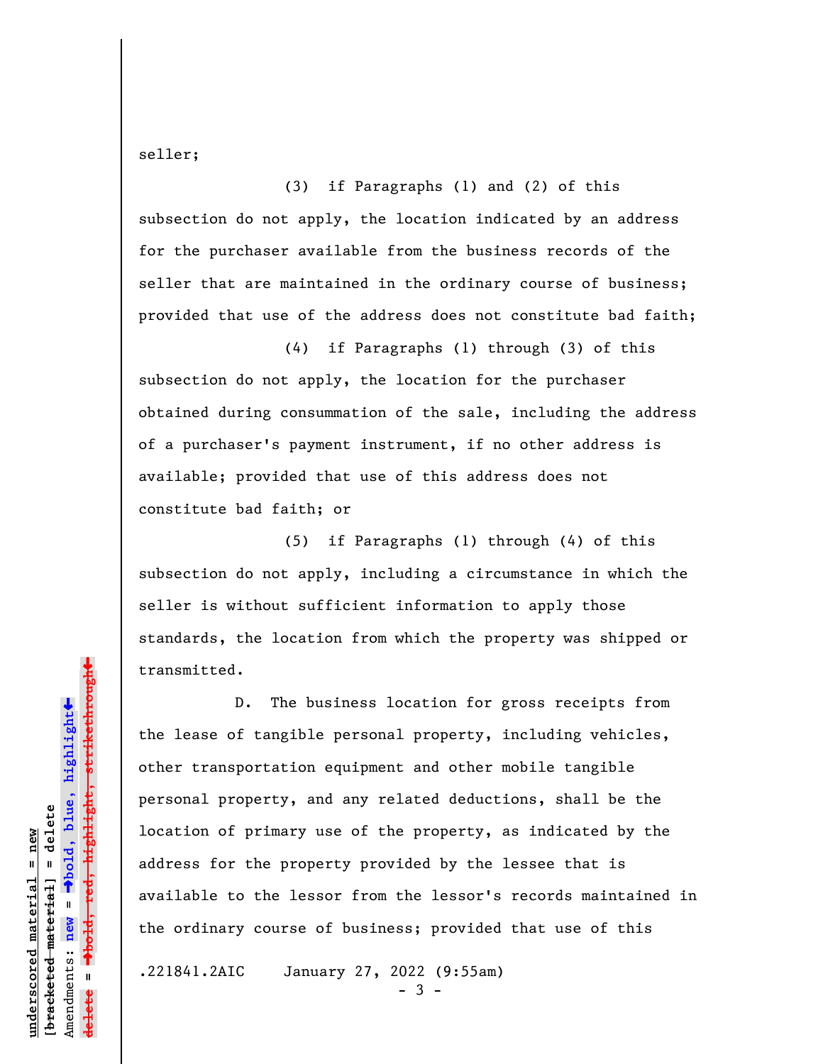seller;

(3) if Paragraphs (1) and (2) of this subsection do not apply, the location indicated by an address for the purchaser available from the business records of the seller that are maintained in the ordinary course of business; provided that use of the address does not constitute bad faith;

(4) if Paragraphs (1) through (3) of this subsection do not apply, the location for the purchaser obtained during consummation of the sale, including the address of a purchaser's payment instrument, if no other address is available; provided that use of this address does not constitute bad faith; or

(5) if Paragraphs (1) through (4) of this subsection do not apply, including a circumstance in which the seller is without sufficient information to apply those standards, the location from which the property was shipped or transmitted.

D. The business location for gross receipts from the lease of tangible personal property, including vehicles, other transportation equipment and other mobile tangible personal property, and any related deductions, shall be the location of primary use of the property, as indicated by the address for the property provided by the lessee that is available to the lessor from the lessor's records maintained in the ordinary course of business; provided that use of this

.221841.2AIC January 27, 2022 (9:55am)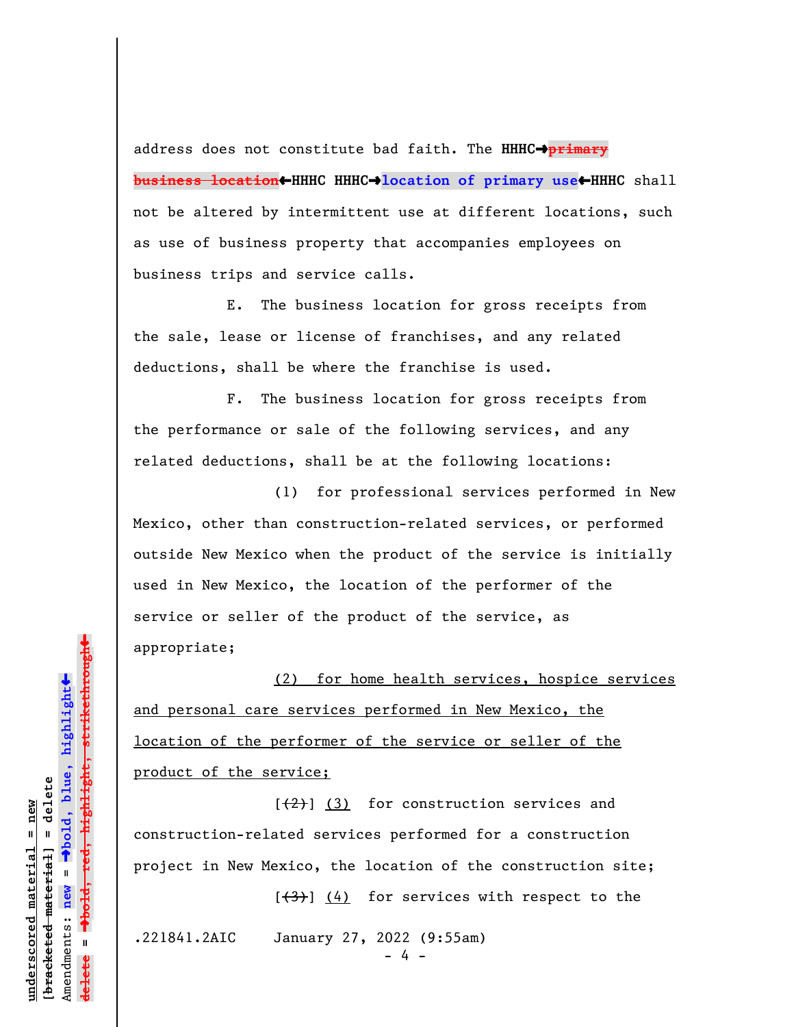address does not constitute bad faith. The HHHC➔~~primary business location~~←HHHC HHHC➔**location of primary use**←HHHC shall not be altered by intermittent use at different locations, such as use of business property that accompanies employees on business trips and service calls.

E. The business location for gross receipts from the sale, lease or license of franchises, and any related deductions, shall be where the franchise is used.

F. The business location for gross receipts from the performance or sale of the following services, and any related deductions, shall be at the following locations:

(1) for professional services performed in New Mexico, other than construction-related services, or performed outside New Mexico when the product of the service is initially used in New Mexico, the location of the performer of the service or seller of the product of the service, as appropriate;

<u>(2) for home health services, hospice services and personal care services performed in New Mexico, the location of the performer of the service or seller of the product of the service;</u>

[~~(2)~~] <u>(3)</u> for construction services and construction-related services performed for a construction project in New Mexico, the location of the construction site;

[~~(3)~~] <u>(4)</u> for services with respect to the

.221841.2AIC January 27, 2022 (9:55am)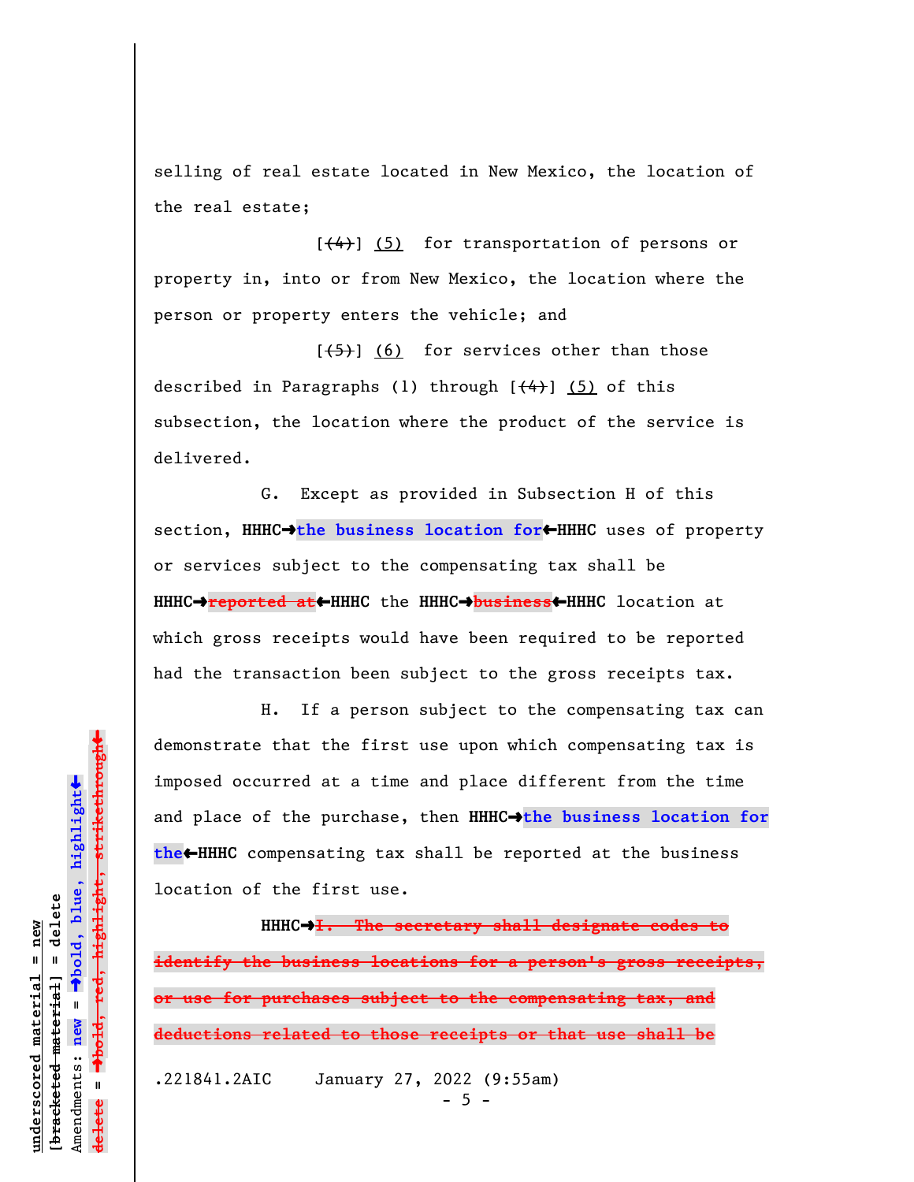selling of real estate located in New Mexico, the location of the real estate;

[~~(4)~~] (5) for transportation of persons or property in, into or from New Mexico, the location where the person or property enters the vehicle; and

[~~(5)~~] (6) for services other than those described in Paragraphs (1) through [~~(4)~~] (5) of this subsection, the location where the product of the service is delivered.

G. Except as provided in Subsection H of this section, **HHHC→the business location for←HHHC** uses of property or services subject to the compensating tax shall be **HHHC→~~reported at~~←HHHC** the **HHHC→~~business~~←HHHC** location at which gross receipts would have been required to be reported had the transaction been subject to the gross receipts tax.

H. If a person subject to the compensating tax can demonstrate that the first use upon which compensating tax is imposed occurred at a time and place different from the time and place of the purchase, then **HHHC→the business location for the←HHHC** compensating tax shall be reported at the business location of the first use.

**HHHC→~~I. The secretary shall designate codes to identify the business locations for a person's gross receipts, or use for purchases subject to the compensating tax, and deductions related to those receipts or that use shall be~~**

.221841.2AIC January 27, 2022 (9:55am)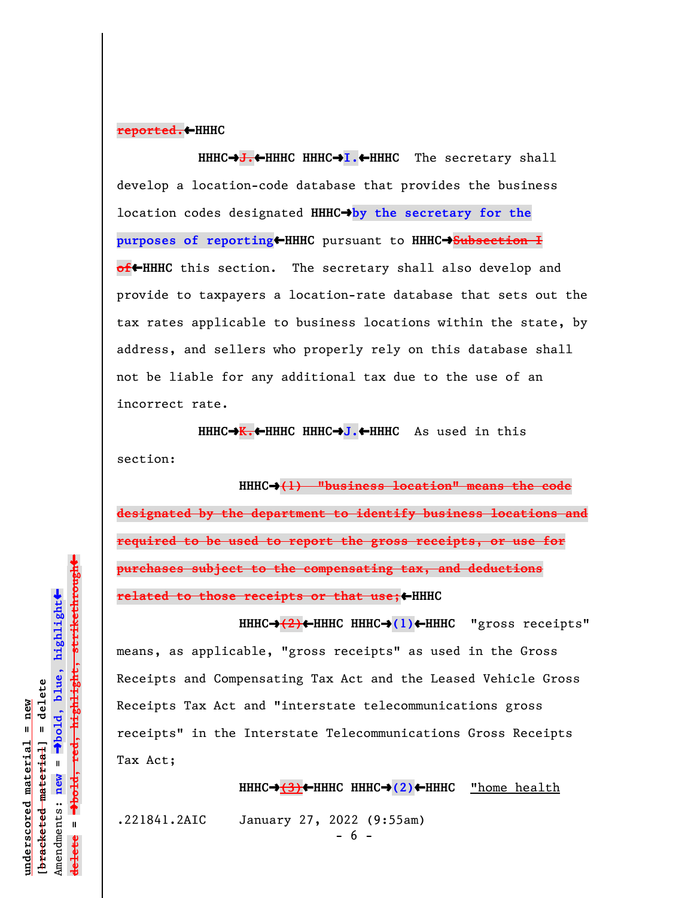reported.←HHHC

HHHC→J.←HHHC HHHC→I.←HHHC The secretary shall develop a location-code database that provides the business location codes designated HHHC→by the secretary for the purposes of reporting←HHHC pursuant to HHHC→~~Subsection I of~~←HHHC this section. The secretary shall also develop and provide to taxpayers a location-rate database that sets out the tax rates applicable to business locations within the state, by address, and sellers who properly rely on this database shall not be liable for any additional tax due to the use of an incorrect rate.

HHHC→K.←HHHC HHHC→J.←HHHC As used in this section:

HHHC→~~(1) "business location" means the code designated by the department to identify business locations and required to be used to report the gross receipts, or use for purchases subject to the compensating tax, and deductions related to those receipts or that use;~~←HHHC

HHHC→~~(2)~~←HHHC HHHC→(1)←HHHC "gross receipts" means, as applicable, "gross receipts" as used in the Gross Receipts and Compensating Tax Act and the Leased Vehicle Gross Receipts Tax Act and "interstate telecommunications gross receipts" in the Interstate Telecommunications Gross Receipts Tax Act;

HHHC→~~(3)~~←HHHC HHHC→(2)←HHHC "home health

.221841.2AIC January 27, 2022 (9:55am)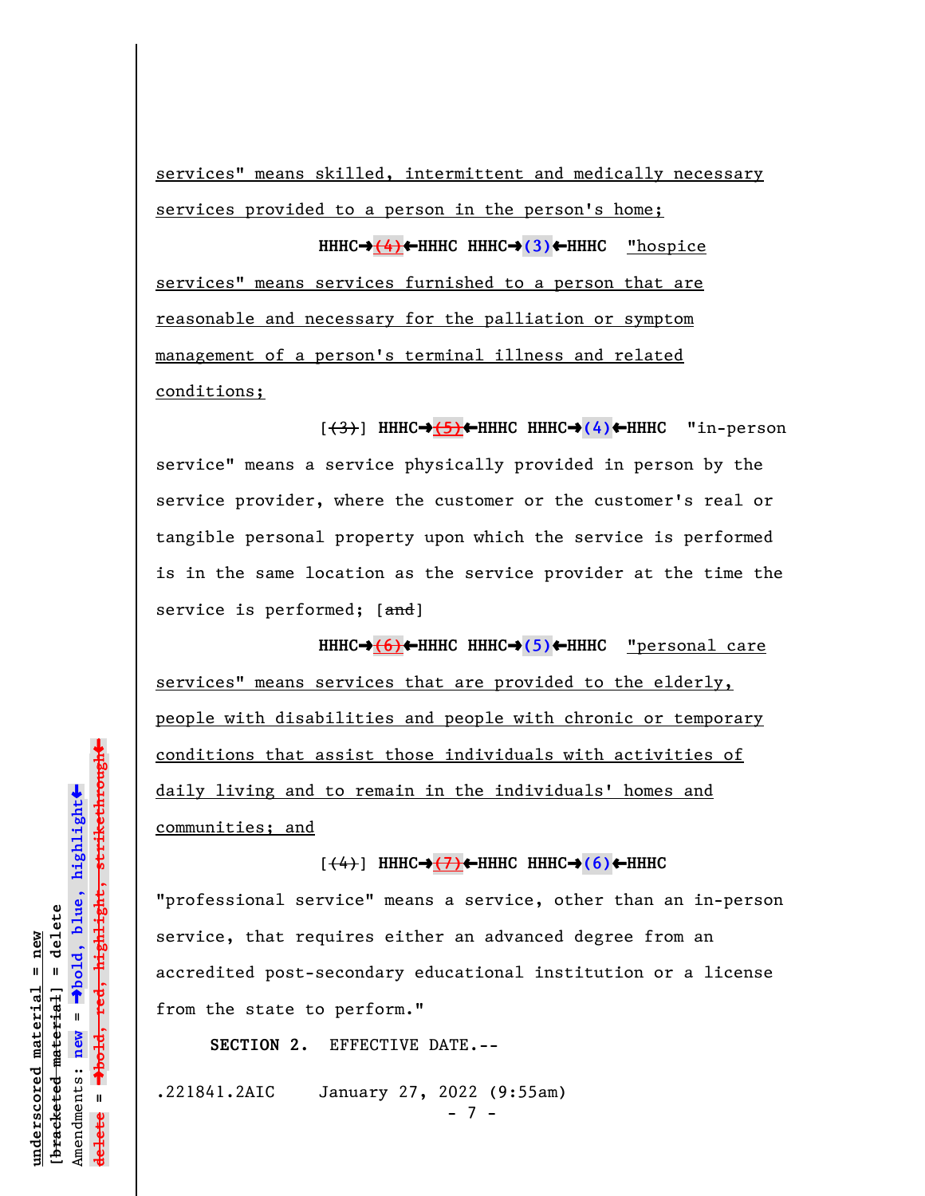services" means skilled, intermittent and medically necessary services provided to a person in the person's home;

HHHC→~~(4)~~←HHHC HHHC→**(3)**←HHHC "hospice services" means services furnished to a person that are reasonable and necessary for the palliation or symptom management of a person's terminal illness and related conditions;

[~~(3)~~] HHHC→~~(5)~~←HHHC HHHC→**(4)**←HHHC "in-person service" means a service physically provided in person by the service provider, where the customer or the customer's real or tangible personal property upon which the service is performed is in the same location as the service provider at the time the service is performed; [~~and~~]

HHHC→~~(6)~~←HHHC HHHC→**(5)**←HHHC "personal care services" means services that are provided to the elderly, people with disabilities and people with chronic or temporary conditions that assist those individuals with activities of daily living and to remain in the individuals' homes and communities; and

[~~(4)~~] HHHC→~~(7)~~←HHHC HHHC→**(6)**←HHHC "professional service" means a service, other than an in-person service, that requires either an advanced degree from an accredited post-secondary educational institution or a license from the state to perform."

**SECTION 2.** EFFECTIVE DATE.--

.221841.2AIC January 27, 2022 (9:55am)

underscored material = new
[bracketed material] = delete
Amendments: new = →bold, blue, highlight←
delete = →bold, red, highlight, strikethrough←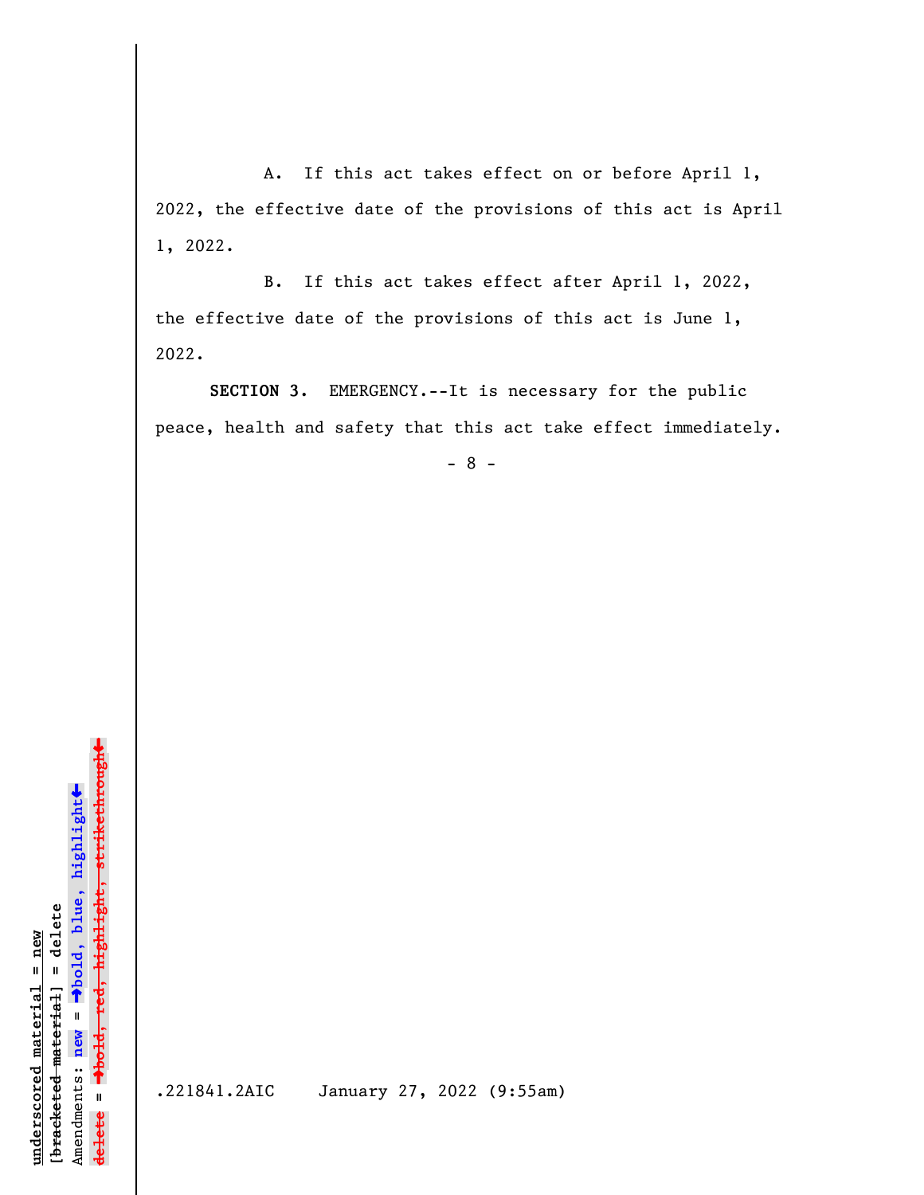A. If this act takes effect on or before April 1, 2022, the effective date of the provisions of this act is April 1, 2022.

B. If this act takes effect after April 1, 2022, the effective date of the provisions of this act is June 1, 2022.

**SECTION 3.** EMERGENCY.--It is necessary for the public peace, health and safety that this act take effect immediately.

.221841.2AIC January 27, 2022 (9:55am)